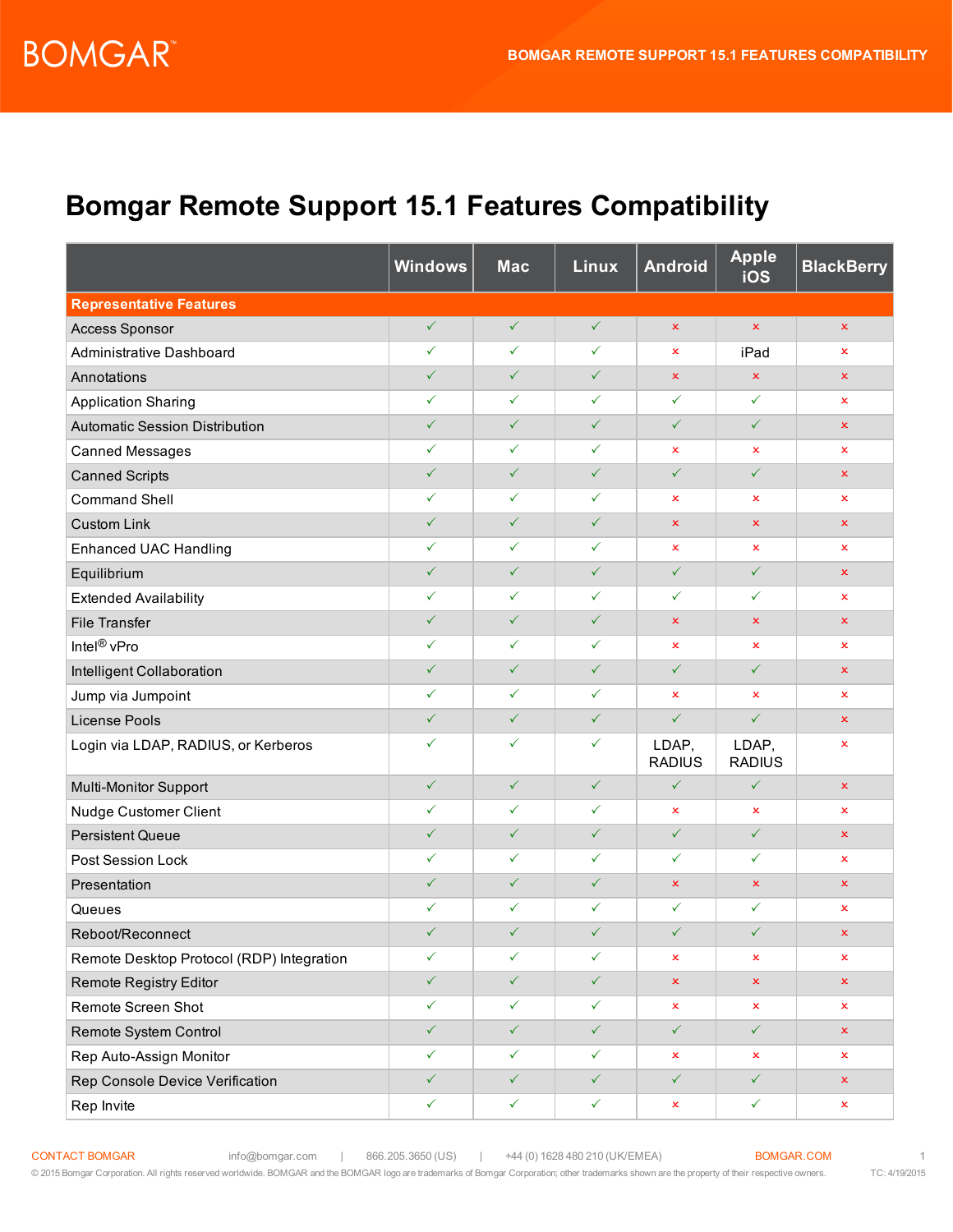# Bomgar Remote Support 15.1 Features Compatibility

| | Windows | Mac | Linux | Android | Apple iOS | BlackBerry |
|---|---|---|---|---|---|---|
| **Representative Features** | | | | | | |
| Access Sponsor | ✓ | ✓ | ✓ | × | × | × |
| Administrative Dashboard | ✓ | ✓ | ✓ | × | iPad | × |
| Annotations | ✓ | ✓ | ✓ | × | × | × |
| Application Sharing | ✓ | ✓ | ✓ | ✓ | ✓ | × |
| Automatic Session Distribution | ✓ | ✓ | ✓ | ✓ | ✓ | × |
| Canned Messages | ✓ | ✓ | ✓ | × | × | × |
| Canned Scripts | ✓ | ✓ | ✓ | ✓ | ✓ | × |
| Command Shell | ✓ | ✓ | ✓ | × | × | × |
| Custom Link | ✓ | ✓ | ✓ | × | × | × |
| Enhanced UAC Handling | ✓ | ✓ | ✓ | × | × | × |
| Equilibrium | ✓ | ✓ | ✓ | ✓ | ✓ | × |
| Extended Availability | ✓ | ✓ | ✓ | ✓ | ✓ | × |
| File Transfer | ✓ | ✓ | ✓ | × | × | × |
| Intel® vPro | ✓ | ✓ | ✓ | × | × | × |
| Intelligent Collaboration | ✓ | ✓ | ✓ | ✓ | ✓ | × |
| Jump via Jumpoint | ✓ | ✓ | ✓ | × | × | × |
| License Pools | ✓ | ✓ | ✓ | ✓ | ✓ | × |
| Login via LDAP, RADIUS, or Kerberos | ✓ | ✓ | ✓ | LDAP, RADIUS | LDAP, RADIUS | × |
| Multi-Monitor Support | ✓ | ✓ | ✓ | ✓ | ✓ | × |
| Nudge Customer Client | ✓ | ✓ | ✓ | × | × | × |
| Persistent Queue | ✓ | ✓ | ✓ | ✓ | ✓ | × |
| Post Session Lock | ✓ | ✓ | ✓ | ✓ | ✓ | × |
| Presentation | ✓ | ✓ | ✓ | × | × | × |
| Queues | ✓ | ✓ | ✓ | ✓ | ✓ | × |
| Reboot/Reconnect | ✓ | ✓ | ✓ | ✓ | ✓ | × |
| Remote Desktop Protocol (RDP) Integration | ✓ | ✓ | ✓ | × | × | × |
| Remote Registry Editor | ✓ | ✓ | ✓ | × | × | × |
| Remote Screen Shot | ✓ | ✓ | ✓ | × | × | × |
| Remote System Control | ✓ | ✓ | ✓ | ✓ | ✓ | × |
| Rep Auto-Assign Monitor | ✓ | ✓ | ✓ | × | × | × |
| Rep Console Device Verification | ✓ | ✓ | ✓ | ✓ | ✓ | × |
| Rep Invite | ✓ | ✓ | ✓ | × | ✓ | × |

CONTACT BOMGAR info@bomgar.com | 866.205.3650 (US) | +44 (0) 1628 480 210 (UK/EMEA) BOMGAR.COM

© 2015 Bomgar Corporation. All rights reserved worldwide. BOMGAR and the BOMGAR logo are trademarks of Bomgar Corporation; other trademarks shown are the property of their respective owners. TC: 4/19/2015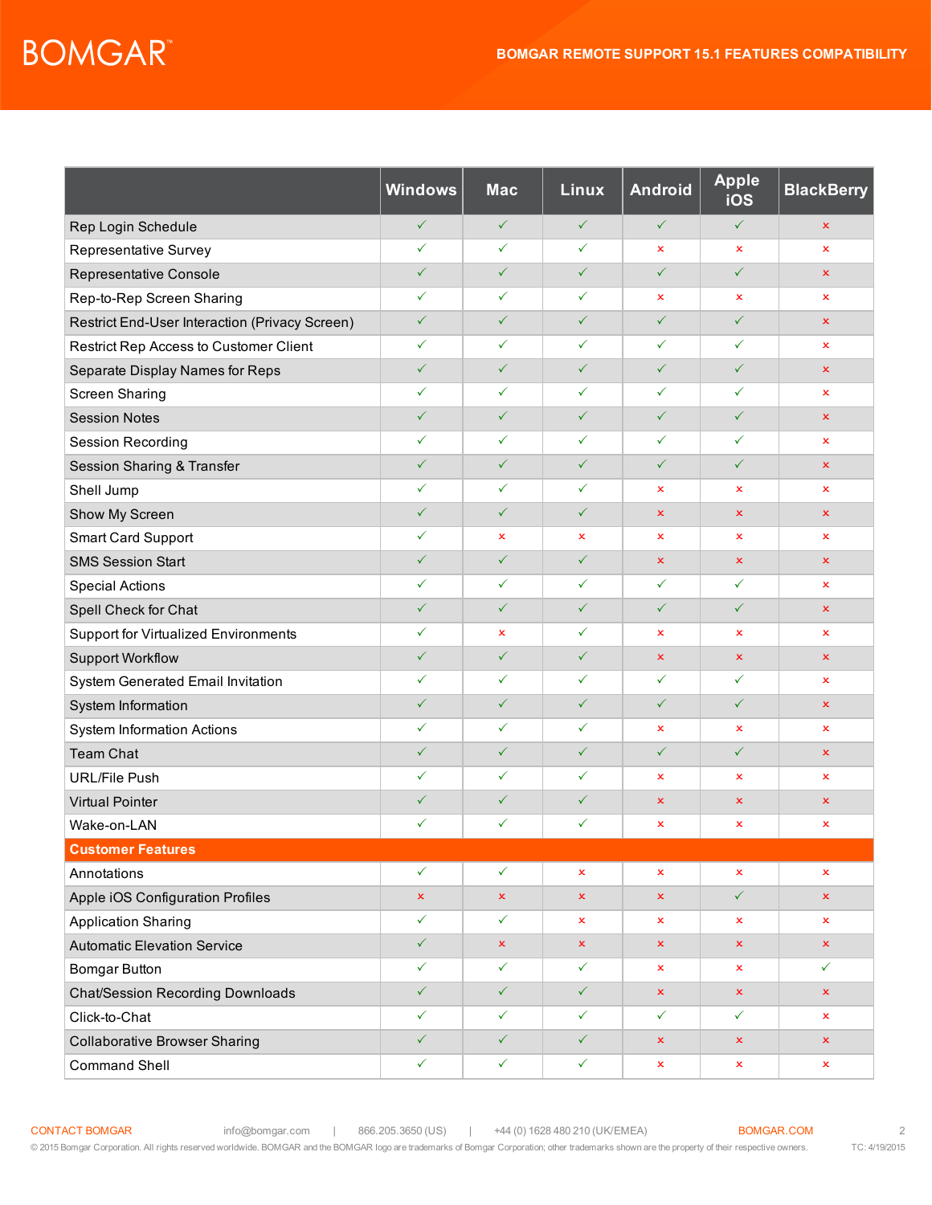| | Windows | Mac | Linux | Android | Apple iOS | BlackBerry |
|---|---|---|---|---|---|---|
| Rep Login Schedule | ✓ | ✓ | ✓ | ✓ | ✓ | × |
| Representative Survey | ✓ | ✓ | ✓ | × | × | × |
| Representative Console | ✓ | ✓ | ✓ | ✓ | ✓ | × |
| Rep-to-Rep Screen Sharing | ✓ | ✓ | ✓ | × | × | × |
| Restrict End-User Interaction (Privacy Screen) | ✓ | ✓ | ✓ | ✓ | ✓ | × |
| Restrict Rep Access to Customer Client | ✓ | ✓ | ✓ | ✓ | ✓ | × |
| Separate Display Names for Reps | ✓ | ✓ | ✓ | ✓ | ✓ | × |
| Screen Sharing | ✓ | ✓ | ✓ | ✓ | ✓ | × |
| Session Notes | ✓ | ✓ | ✓ | ✓ | ✓ | × |
| Session Recording | ✓ | ✓ | ✓ | ✓ | ✓ | × |
| Session Sharing & Transfer | ✓ | ✓ | ✓ | ✓ | ✓ | × |
| Shell Jump | ✓ | ✓ | ✓ | × | × | × |
| Show My Screen | ✓ | ✓ | ✓ | × | × | × |
| Smart Card Support | ✓ | × | × | × | × | × |
| SMS Session Start | ✓ | ✓ | ✓ | × | × | × |
| Special Actions | ✓ | ✓ | ✓ | ✓ | ✓ | × |
| Spell Check for Chat | ✓ | ✓ | ✓ | ✓ | ✓ | × |
| Support for Virtualized Environments | ✓ | × | ✓ | × | × | × |
| Support Workflow | ✓ | ✓ | ✓ | × | × | × |
| System Generated Email Invitation | ✓ | ✓ | ✓ | ✓ | ✓ | × |
| System Information | ✓ | ✓ | ✓ | ✓ | ✓ | × |
| System Information Actions | ✓ | ✓ | ✓ | × | × | × |
| Team Chat | ✓ | ✓ | ✓ | ✓ | ✓ | × |
| URL/File Push | ✓ | ✓ | ✓ | × | × | × |
| Virtual Pointer | ✓ | ✓ | ✓ | × | × | × |
| Wake-on-LAN | ✓ | ✓ | ✓ | × | × | × |
| **Customer Features** | | | | | | |
| Annotations | ✓ | ✓ | × | × | × | × |
| Apple iOS Configuration Profiles | × | × | × | × | ✓ | × |
| Application Sharing | ✓ | ✓ | × | × | × | × |
| Automatic Elevation Service | ✓ | × | × | × | × | × |
| Bomgar Button | ✓ | ✓ | ✓ | × | × | ✓ |
| Chat/Session Recording Downloads | ✓ | ✓ | ✓ | × | × | × |
| Click-to-Chat | ✓ | ✓ | ✓ | ✓ | ✓ | × |
| Collaborative Browser Sharing | ✓ | ✓ | ✓ | × | × | × |
| Command Shell | ✓ | ✓ | ✓ | × | × | × |

CONTACT BOMGAR info@bomgar.com | 866.205.3650 (US) | +44 (0) 1628 480 210 (UK/EMEA) BOMGAR.COM

© 2015 Bomgar Corporation. All rights reserved worldwide. BOMGAR and the BOMGAR logo are trademarks of Bomgar Corporation; other trademarks shown are the property of their respective owners. TC: 4/19/2015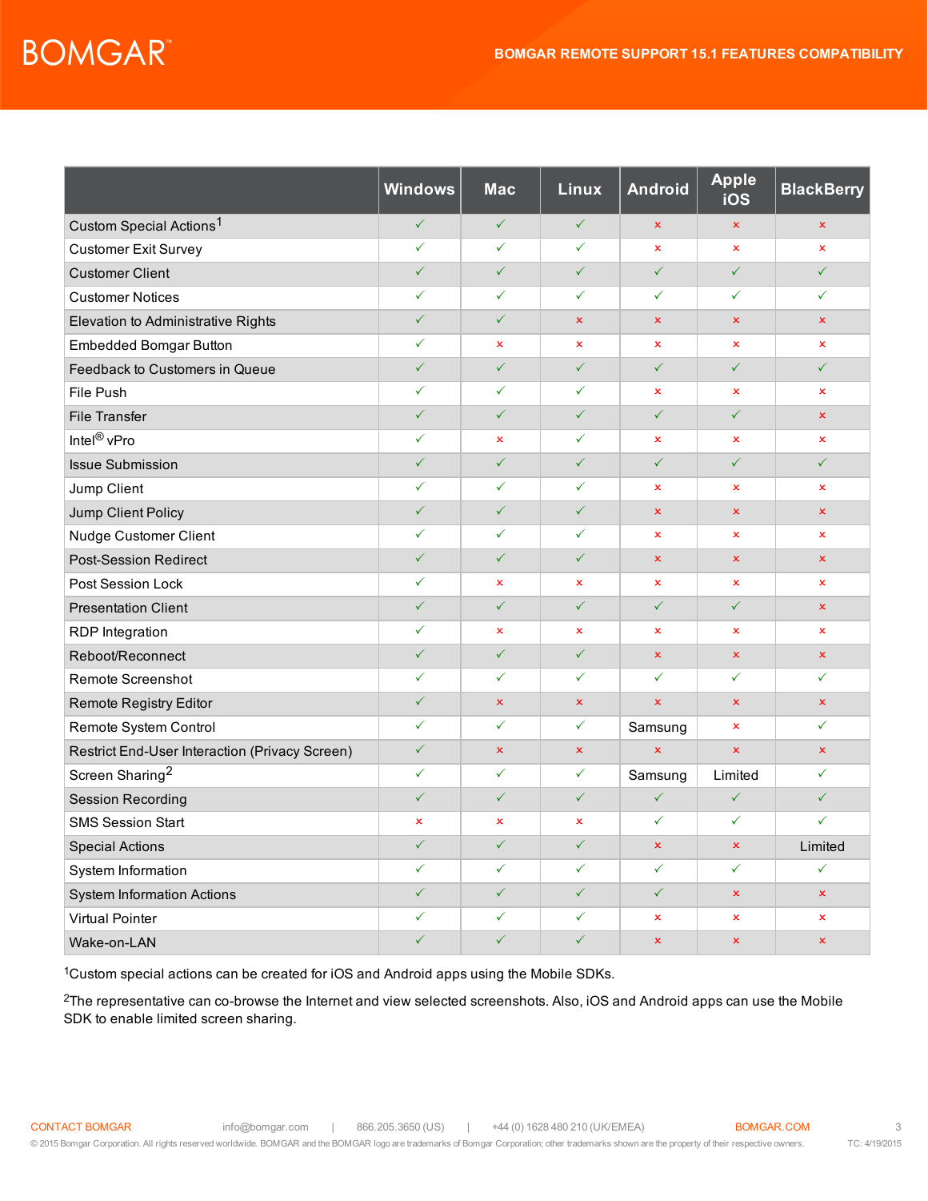# BOMGAR REMOTE SUPPORT 15.1 FEATURES COMPATIBILITY

| | Windows | Mac | Linux | Android | Apple iOS | BlackBerry |
|---|---|---|---|---|---|---|
| Custom Special Actions[1] | ✓ | ✓ | ✓ | × | × | × |
| Customer Exit Survey | ✓ | ✓ | ✓ | × | × | × |
| Customer Client | ✓ | ✓ | ✓ | ✓ | ✓ | ✓ |
| Customer Notices | ✓ | ✓ | ✓ | ✓ | ✓ | ✓ |
| Elevation to Administrative Rights | ✓ | ✓ | × | × | × | × |
| Embedded Bomgar Button | ✓ | × | × | × | × | × |
| Feedback to Customers in Queue | ✓ | ✓ | ✓ | ✓ | ✓ | ✓ |
| File Push | ✓ | ✓ | ✓ | × | × | × |
| File Transfer | ✓ | ✓ | ✓ | ✓ | ✓ | × |
| Intel® vPro | ✓ | × | ✓ | × | × | × |
| Issue Submission | ✓ | ✓ | ✓ | ✓ | ✓ | ✓ |
| Jump Client | ✓ | ✓ | ✓ | × | × | × |
| Jump Client Policy | ✓ | ✓ | ✓ | × | × | × |
| Nudge Customer Client | ✓ | ✓ | ✓ | × | × | × |
| Post-Session Redirect | ✓ | ✓ | ✓ | × | × | × |
| Post Session Lock | ✓ | × | × | × | × | × |
| Presentation Client | ✓ | ✓ | ✓ | ✓ | ✓ | × |
| RDP Integration | ✓ | × | × | × | × | × |
| Reboot/Reconnect | ✓ | ✓ | ✓ | × | × | × |
| Remote Screenshot | ✓ | ✓ | ✓ | ✓ | ✓ | ✓ |
| Remote Registry Editor | ✓ | × | × | × | × | × |
| Remote System Control | ✓ | ✓ | ✓ | Samsung | × | ✓ |
| Restrict End-User Interaction (Privacy Screen) | ✓ | × | × | × | × | × |
| Screen Sharing[2] | ✓ | ✓ | ✓ | Samsung | Limited | ✓ |
| Session Recording | ✓ | ✓ | ✓ | ✓ | ✓ | ✓ |
| SMS Session Start | × | × | × | ✓ | ✓ | ✓ |
| Special Actions | ✓ | ✓ | ✓ | × | × | Limited |
| System Information | ✓ | ✓ | ✓ | ✓ | ✓ | ✓ |
| System Information Actions | ✓ | ✓ | ✓ | ✓ | × | × |
| Virtual Pointer | ✓ | ✓ | ✓ | × | × | × |
| Wake-on-LAN | ✓ | ✓ | ✓ | × | × | × |

[1]Custom special actions can be created for iOS and Android apps using the Mobile SDKs.

[2]The representative can co-browse the Internet and view selected screenshots. Also, iOS and Android apps can use the Mobile SDK to enable limited screen sharing.

CONTACT BOMGAR info@bomgar.com | 866.205.3650 (US) | +44 (0) 1628 480 210 (UK/EMEA) BOMGAR.COM

© 2015 Bomgar Corporation. All rights reserved worldwide. BOMGAR and the BOMGAR logo are trademarks of Bomgar Corporation; other trademarks shown are the property of their respective owners. TC: 4/19/2015